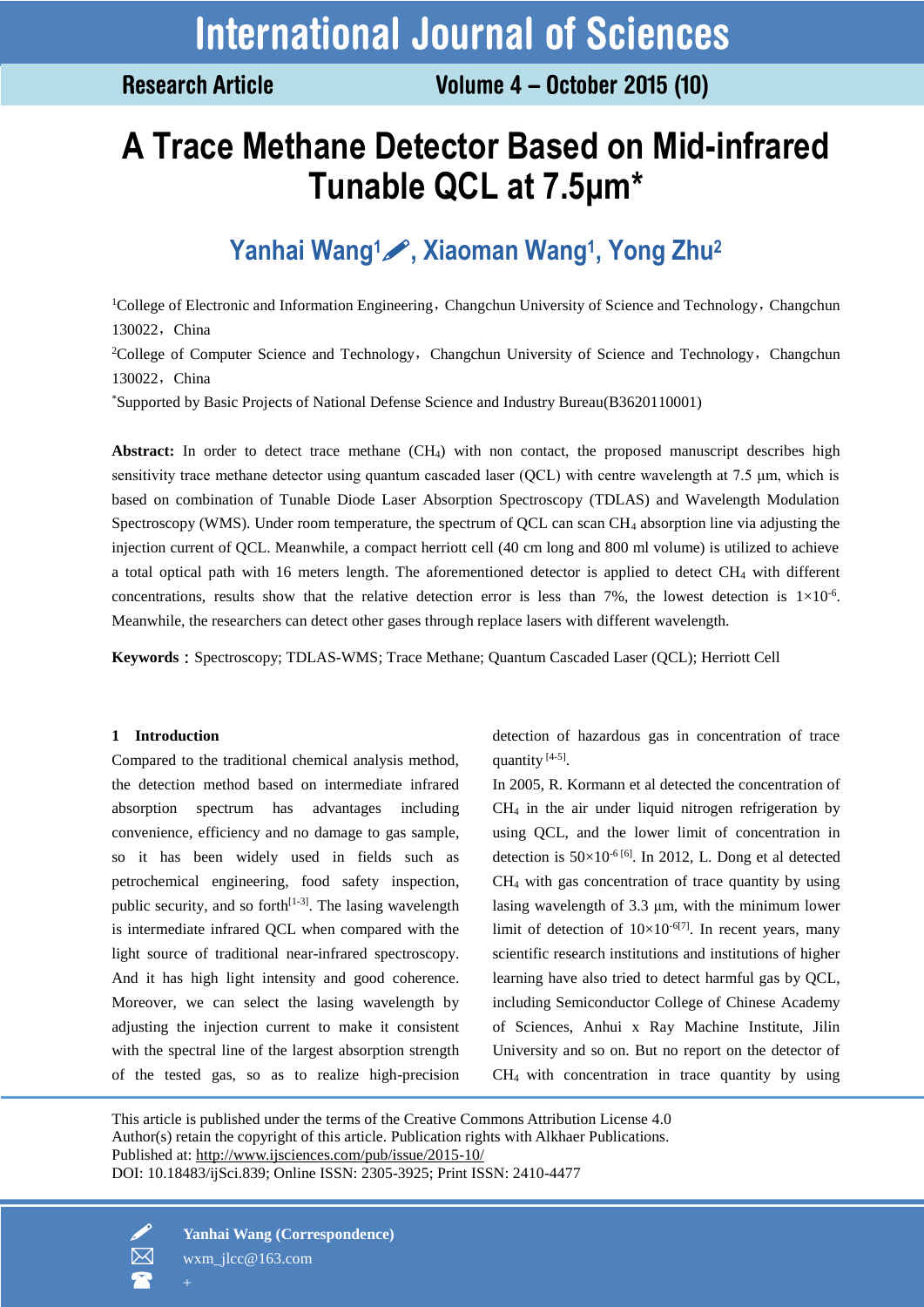# A Trace Methane Detector Based on Mid-infrared Tunable QCL at 7.5μm*

## Yanhai Wang[1], Xiaoman Wang[1], Yong Zhu[2]

[1]College of Electronic and Information Engineering，Changchun University of Science and Technology，Changchun 130022，China

[2]College of Computer Science and Technology，Changchun University of Science and Technology，Changchun 130022，China

*Supported by Basic Projects of National Defense Science and Industry Bureau(B3620110001)

**Abstract:** In order to detect trace methane ($CH_4$) with non contact, the proposed manuscript describes high sensitivity trace methane detector using quantum cascaded laser (QCL) with centre wavelength at 7.5 μm, which is based on combination of Tunable Diode Laser Absorption Spectroscopy (TDLAS) and Wavelength Modulation Spectroscopy (WMS). Under room temperature, the spectrum of QCL can scan $CH_4$ absorption line via adjusting the injection current of QCL. Meanwhile, a compact herriott cell (40 cm long and 800 ml volume) is utilized to achieve a total optical path with 16 meters length. The aforementioned detector is applied to detect $CH_4$ with different concentrations, results show that the relative detection error is less than 7%, the lowest detection is $1\times10^{-6}$. Meanwhile, the researchers can detect other gases through replace lasers with different wavelength.

**Keywords**：Spectroscopy; TDLAS-WMS; Trace Methane; Quantum Cascaded Laser (QCL); Herriott Cell

## 1 Introduction

Compared to the traditional chemical analysis method, the detection method based on intermediate infrared absorption spectrum has advantages including convenience, efficiency and no damage to gas sample, so it has been widely used in fields such as petrochemical engineering, food safety inspection, public security, and so forth[1-3]. The lasing wavelength is intermediate infrared QCL when compared with the light source of traditional near-infrared spectroscopy. And it has high light intensity and good coherence. Moreover, we can select the lasing wavelength by adjusting the injection current to make it consistent with the spectral line of the largest absorption strength of the tested gas, so as to realize high-precision detection of hazardous gas in concentration of trace quantity [4-5].

In 2005, R. Kormann et al detected the concentration of $CH_4$ in the air under liquid nitrogen refrigeration by using QCL, and the lower limit of concentration in detection is $50\times10^{-6}$ [6]. In 2012, L. Dong et al detected $CH_4$ with gas concentration of trace quantity by using lasing wavelength of 3.3 μm, with the minimum lower limit of detection of $10\times10^{-6}$[7]. In recent years, many scientific research institutions and institutions of higher learning have also tried to detect harmful gas by QCL, including Semiconductor College of Chinese Academy of Sciences, Anhui x Ray Machine Institute, Jilin University and so on. But no report on the detector of $CH_4$ with concentration in trace quantity by using

This article is published under the terms of the Creative Commons Attribution License 4.0
Author(s) retain the copyright of this article. Publication rights with Alkhaer Publications.
Published at: http://www.ijsciences.com/pub/issue/2015-10/
DOI: 10.18483/ijSci.839; Online ISSN: 2305-3925; Print ISSN: 2410-4477

Yanhai Wang (Correspondence)
wxm_jlcc@163.com
+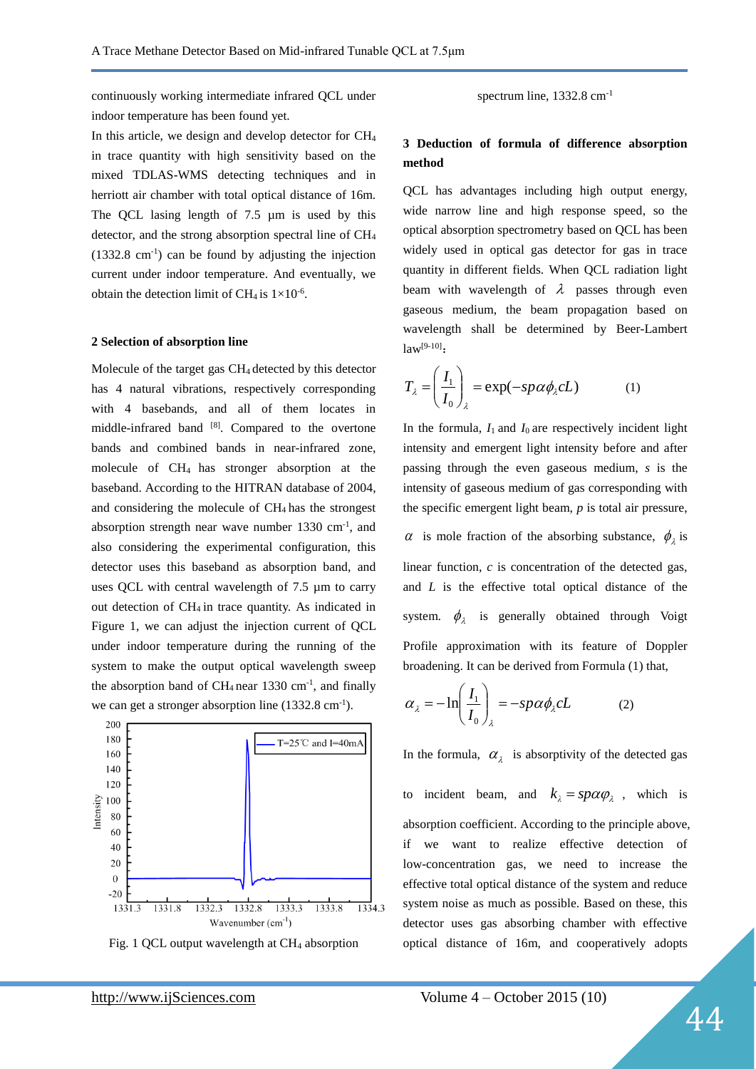continuously working intermediate infrared QCL under indoor temperature has been found yet.

In this article, we design and develop detector for $CH_4$ in trace quantity with high sensitivity based on the mixed TDLAS-WMS detecting techniques and in herriott air chamber with total optical distance of 16m. The QCL lasing length of 7.5 μm is used by this detector, and the strong absorption spectral line of $CH_4$ (1332.8 $cm^{-1}$) can be found by adjusting the injection current under indoor temperature. And eventually, we obtain the detection limit of $CH_4$ is $1\times10^{-6}$.

## 2 Selection of absorption line

Molecule of the target gas $CH_4$ detected by this detector has 4 natural vibrations, respectively corresponding with 4 basebands, and all of them locates in middle-infrared band [8]. Compared to the overtone bands and combined bands in near-infrared zone, molecule of $CH_4$ has stronger absorption at the baseband. According to the HITRAN database of 2004, and considering the molecule of $CH_4$ has the strongest absorption strength near wave number 1330 $cm^{-1}$, and also considering the experimental configuration, this detector uses this baseband as absorption band, and uses QCL with central wavelength of 7.5 μm to carry out detection of $CH_4$ in trace quantity. As indicated in Figure 1, we can adjust the injection current of QCL under indoor temperature during the running of the system to make the output optical wavelength sweep the absorption band of $CH_4$ near 1330 $cm^{-1}$, and finally we can get a stronger absorption line (1332.8 $cm^{-1}$).

Fig. 1 QCL output wavelength at $CH_4$ absorption spectrum line, 1332.8 $cm^{-1}$

## 3 Deduction of formula of difference absorption method

QCL has advantages including high output energy, wide narrow line and high response speed, so the optical absorption spectrometry based on QCL has been widely used in optical gas detector for gas in trace quantity in different fields. When QCL radiation light beam with wavelength of $\lambda$ passes through even gaseous medium, the beam propagation based on wavelength shall be determined by Beer-Lambert law[9-10]:

$$T_\lambda = \left(\frac{I_1}{I_0}\right)_\lambda = \exp(-sp\alpha\phi_\lambda cL) \qquad (1)$$

In the formula, $I_1$ and $I_0$ are respectively incident light intensity and emergent light intensity before and after passing through the even gaseous medium, $s$ is the intensity of gaseous medium of gas corresponding with the specific emergent light beam, $p$ is total air pressure, $\alpha$ is mole fraction of the absorbing substance, $\phi_\lambda$ is linear function, $c$ is concentration of the detected gas, and $L$ is the effective total optical distance of the system. $\phi_\lambda$ is generally obtained through Voigt Profile approximation with its feature of Doppler broadening. It can be derived from Formula (1) that,

$$\alpha_\lambda = -\ln\left(\frac{I_1}{I_0}\right)_\lambda = -sp\alpha\phi_\lambda cL \qquad (2)$$

In the formula, $\alpha_\lambda$ is absorptivity of the detected gas to incident beam, and $k_\lambda = sp\alpha\varphi_\lambda$, which is absorption coefficient. According to the principle above, if we want to realize effective detection of low-concentration gas, we need to increase the effective total optical distance of the system and reduce system noise as much as possible. Based on these, this detector uses gas absorbing chamber with effective optical distance of 16m, and cooperatively adopts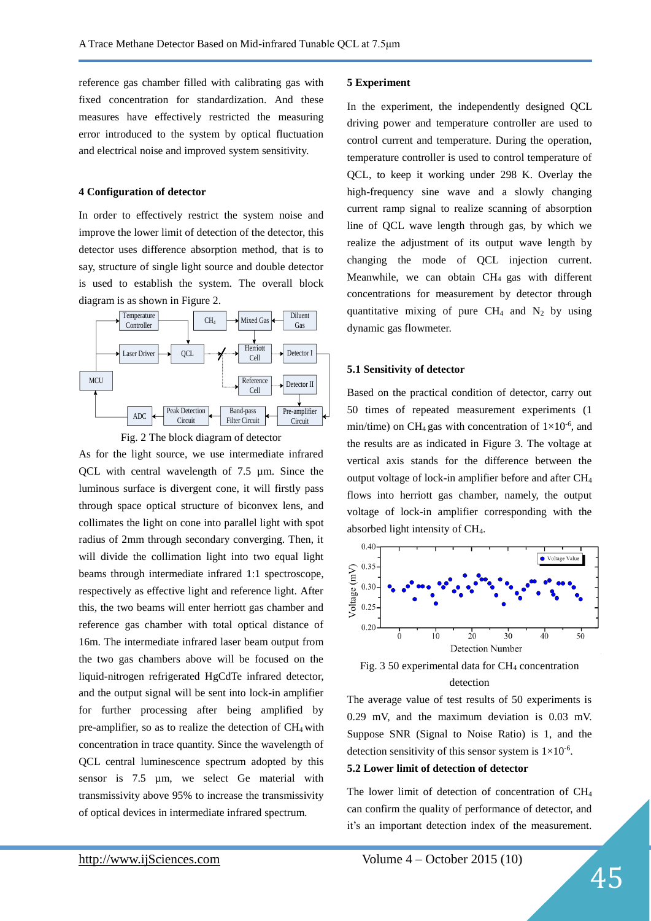reference gas chamber filled with calibrating gas with fixed concentration for standardization. And these measures have effectively restricted the measuring error introduced to the system by optical fluctuation and electrical noise and improved system sensitivity.

## 4 Configuration of detector

In order to effectively restrict the system noise and improve the lower limit of detection of the detector, this detector uses difference absorption method, that is to say, structure of single light source and double detector is used to establish the system. The overall block diagram is as shown in Figure 2.

Fig. 2 The block diagram of detector

As for the light source, we use intermediate infrared QCL with central wavelength of 7.5 μm. Since the luminous surface is divergent cone, it will firstly pass through space optical structure of biconvex lens, and collimates the light on cone into parallel light with spot radius of 2mm through secondary converging. Then, it will divide the collimation light into two equal light beams through intermediate infrared 1:1 spectroscope, respectively as effective light and reference light. After this, the two beams will enter herriott gas chamber and reference gas chamber with total optical distance of 16m. The intermediate infrared laser beam output from the two gas chambers above will be focused on the liquid-nitrogen refrigerated HgCdTe infrared detector, and the output signal will be sent into lock-in amplifier for further processing after being amplified by pre-amplifier, so as to realize the detection of $CH_4$ with concentration in trace quantity. Since the wavelength of QCL central luminescence spectrum adopted by this sensor is 7.5 μm, we select Ge material with transmissivity above 95% to increase the transmissivity of optical devices in intermediate infrared spectrum.

## 5 Experiment

In the experiment, the independently designed QCL driving power and temperature controller are used to control current and temperature. During the operation, temperature controller is used to control temperature of QCL, to keep it working under 298 K. Overlay the high-frequency sine wave and a slowly changing current ramp signal to realize scanning of absorption line of QCL wave length through gas, by which we realize the adjustment of its output wave length by changing the mode of QCL injection current. Meanwhile, we can obtain $CH_4$ gas with different concentrations for measurement by detector through quantitative mixing of pure $CH_4$ and $N_2$ by using dynamic gas flowmeter.

### 5.1 Sensitivity of detector

Based on the practical condition of detector, carry out 50 times of repeated measurement experiments (1 min/time) on $CH_4$ gas with concentration of $1\times10^{-6}$, and the results are as indicated in Figure 3. The voltage at vertical axis stands for the difference between the output voltage of lock-in amplifier before and after $CH_4$ flows into herriott gas chamber, namely, the output voltage of lock-in amplifier corresponding with the absorbed light intensity of $CH_4$.

Fig. 3 50 experimental data for $CH_4$ concentration detection

The average value of test results of 50 experiments is 0.29 mV, and the maximum deviation is 0.03 mV. Suppose SNR (Signal to Noise Ratio) is 1, and the detection sensitivity of this sensor system is $1\times10^{-6}$.

### 5.2 Lower limit of detection of detector

The lower limit of detection of concentration of $CH_4$ can confirm the quality of performance of detector, and it's an important detection index of the measurement.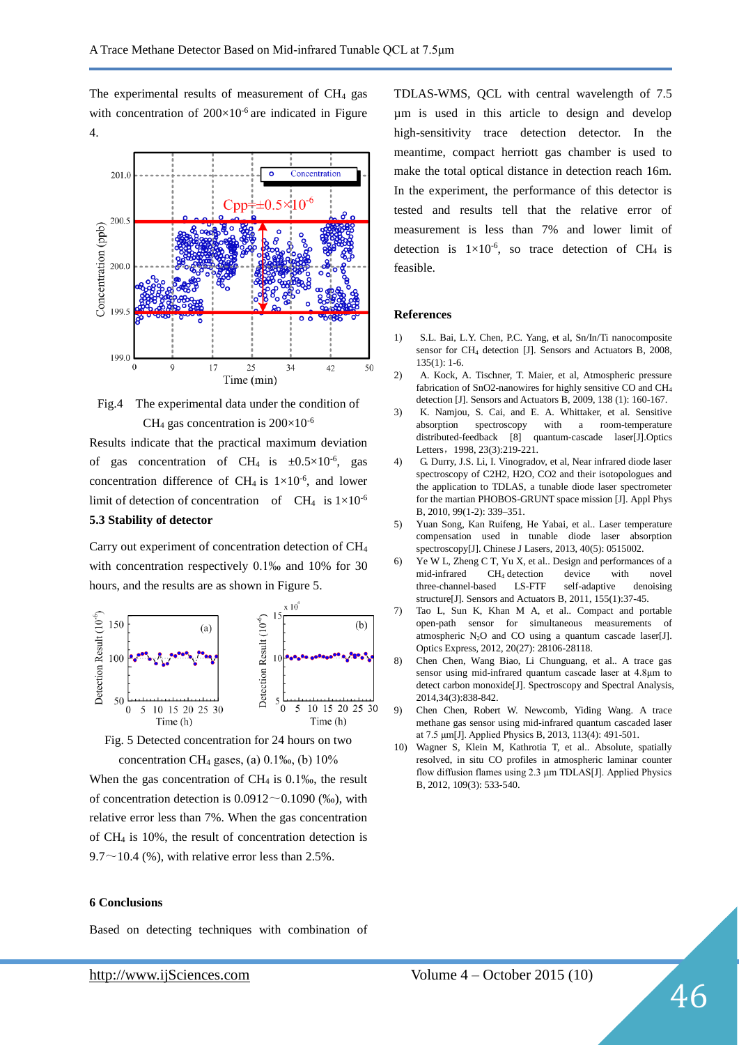The experimental results of measurement of $CH_4$ gas with concentration of $200\times10^{-6}$ are indicated in Figure 4.

201.0
200.5
200.0
199.5
199.0
Concentration (ppb)
0 9 17 25 34 42 50
Time (min)
Concentration
Cpp=±0.5×10$^{-6}$

Fig.4 The experimental data under the condition of $CH_4$ gas concentration is $200\times10^{-6}$

Results indicate that the practical maximum deviation of gas concentration of $CH_4$ is $\pm0.5\times10^{-6}$, gas concentration difference of $CH_4$ is $1\times10^{-6}$, and lower limit of detection of concentration of $CH_4$ is $1\times10^{-6}$

### 5.3 Stability of detector

Carry out experiment of concentration detection of $CH_4$ with concentration respectively 0.1‰ and 10% for 30 hours, and the results are as shown in Figure 5.

(a)
Detection Result ($10^{-6}$)
150
100
50
0 5 10 15 20 25 30
Time (h)

(b)
x $10^4$
Detection Result ($10^{-6}$)
15
10
5
0 5 10 15 20 25 30
Time (h)

Fig. 5 Detected concentration for 24 hours on two concentration $CH_4$ gases, (a) 0.1‰, (b) 10%

When the gas concentration of $CH_4$ is 0.1‰, the result of concentration detection is 0.0912～0.1090 (‰), with relative error less than 7%. When the gas concentration of $CH_4$ is 10%, the result of concentration detection is 9.7～10.4 (%), with relative error less than 2.5%.

## 6 Conclusions

Based on detecting techniques with combination of TDLAS-WMS, QCL with central wavelength of 7.5 μm is used in this article to design and develop high-sensitivity trace detection detector. In the meantime, compact herriott gas chamber is used to make the total optical distance in detection reach 16m. In the experiment, the performance of this detector is tested and results tell that the relative error of measurement is less than 7% and lower limit of detection is $1\times10^{-6}$, so trace detection of $CH_4$ is feasible.

## References

1) S.L. Bai, L.Y. Chen, P.C. Yang, et al, Sn/In/Ti nanocomposite sensor for $CH_4$ detection [J]. Sensors and Actuators B, 2008, 135(1): 1-6.
2) A. Kock, A. Tischner, T. Maier, et al, Atmospheric pressure fabrication of SnO2-nanowires for highly sensitive CO and $CH_4$ detection [J]. Sensors and Actuators B, 2009, 138 (1): 160-167.
3) K. Namjou, S. Cai, and E. A. Whittaker, et al. Sensitive absorption spectroscopy with a room-temperature distributed-feedback [8] quantum-cascade laser[J].Optics Letters，1998, 23(3):219-221.
4) G. Durry, J.S. Li, I. Vinogradov, et al, Near infrared diode laser spectroscopy of C2H2, H2O, CO2 and their isotopologues and the application to TDLAS, a tunable diode laser spectrometer for the martian PHOBOS-GRUNT space mission [J]. Appl Phys B, 2010, 99(1-2): 339–351.
5) Yuan Song, Kan Ruifeng, He Yabai, et al.. Laser temperature compensation used in tunable diode laser absorption spectroscopy[J]. Chinese J Lasers, 2013, 40(5): 0515002.
6) Ye W L, Zheng C T, Yu X, et al.. Design and performances of a mid-infrared $CH_4$ detection device with novel three-channel-based LS-FTF self-adaptive denoising structure[J]. Sensors and Actuators B, 2011, 155(1):37-45.
7) Tao L, Sun K, Khan M A, et al.. Compact and portable open-path sensor for simultaneous measurements of atmospheric $N_2O$ and CO using a quantum cascade laser[J]. Optics Express, 2012, 20(27): 28106-28118.
8) Chen Chen, Wang Biao, Li Chunguang, et al.. A trace gas sensor using mid-infrared quantum cascade laser at 4.8μm to detect carbon monoxide[J]. Spectroscopy and Spectral Analysis, 2014,34(3):838-842.
9) Chen Chen, Robert W. Newcomb, Yiding Wang. A trace methane gas sensor using mid-infrared quantum cascaded laser at 7.5 μm[J]. Applied Physics B, 2013, 113(4): 491-501.
10) Wagner S, Klein M, Kathrotia T, et al.. Absolute, spatially resolved, in situ CO profiles in atmospheric laminar counter flow diffusion flames using 2.3 μm TDLAS[J]. Applied Physics B, 2012, 109(3): 533-540.